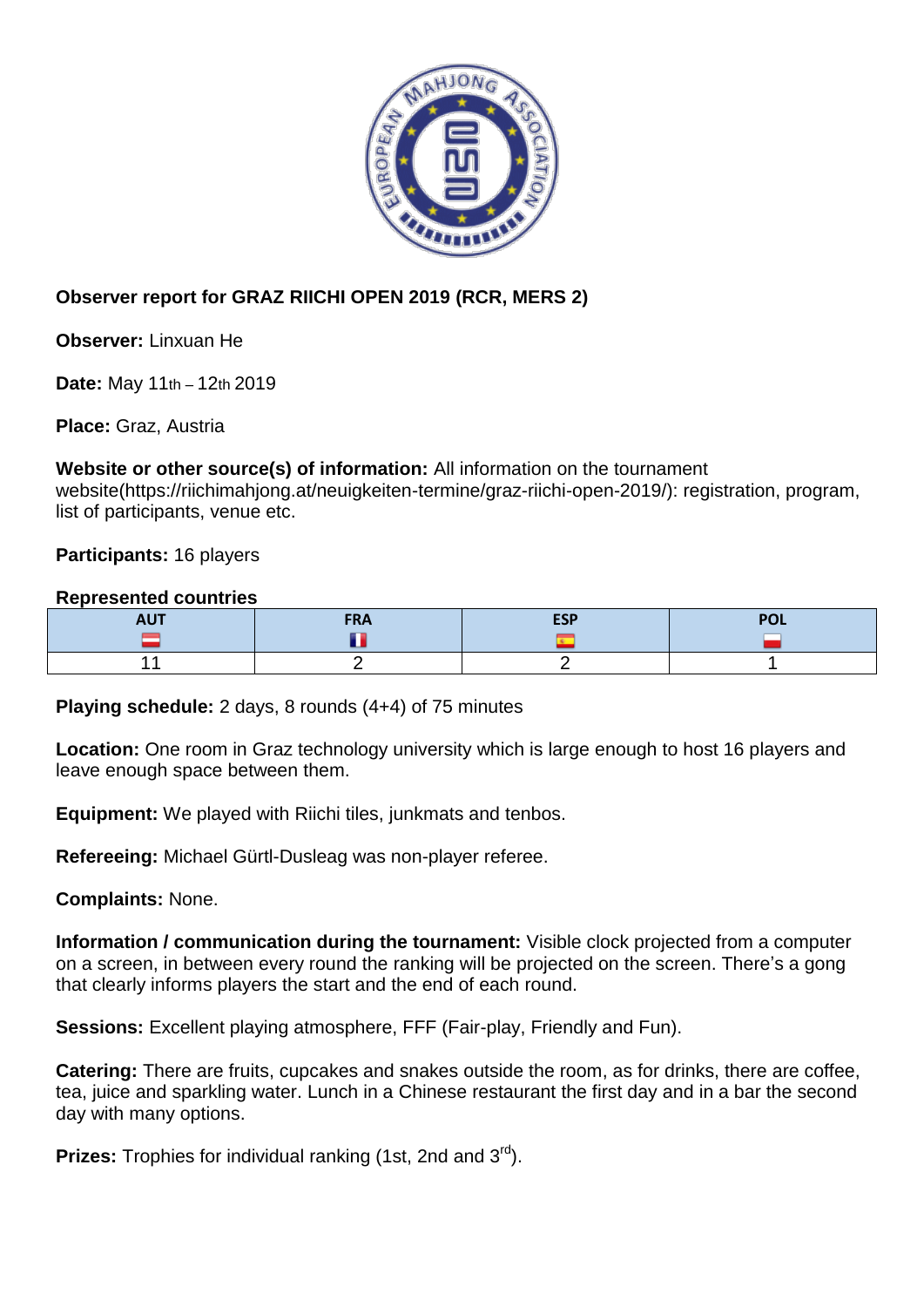**Observer report for GRAZ RIICHI OPEN 2019 (RCR, MERS 2)**

**Observer:** Linxuan He

**Date:** May 11th – 12th 2019

**Place:** Graz, Austria

**Website or other source(s) of information:** All information on the tournament website(https://riichimahjong.at/neuigkeiten-termine/graz-riichi-open-2019/): registration, program, list of participants, venue etc.

**Participants:** 16 players

**Represented countries**

| AUT | FRA | ESP | POL |
|---|---|---|---|
| 11 | 2 | 2 | 1 |

**Playing schedule:** 2 days, 8 rounds (4+4) of 75 minutes

**Location:** One room in Graz technology university which is large enough to host 16 players and leave enough space between them.

**Equipment:** We played with Riichi tiles, junkmats and tenbos.

**Refereeing:** Michael Gürtl-Dusleag was non-player referee.

**Complaints:** None.

**Information / communication during the tournament:** Visible clock projected from a computer on a screen, in between every round the ranking will be projected on the screen. There's a gong that clearly informs players the start and the end of each round.

**Sessions:** Excellent playing atmosphere, FFF (Fair-play, Friendly and Fun).

**Catering:** There are fruits, cupcakes and snakes outside the room, as for drinks, there are coffee, tea, juice and sparkling water. Lunch in a Chinese restaurant the first day and in a bar the second day with many options.

**Prizes:** Trophies for individual ranking (1st, 2nd and 3rd).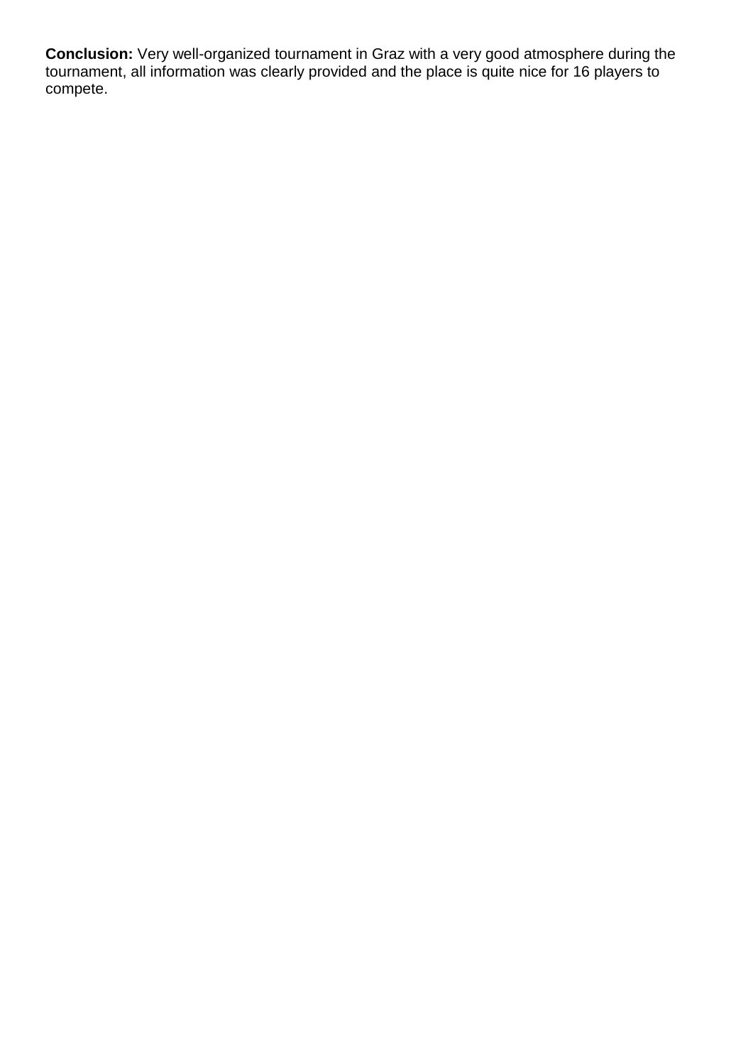**Conclusion:** Very well-organized tournament in Graz with a very good atmosphere during the tournament, all information was clearly provided and the place is quite nice for 16 players to compete.